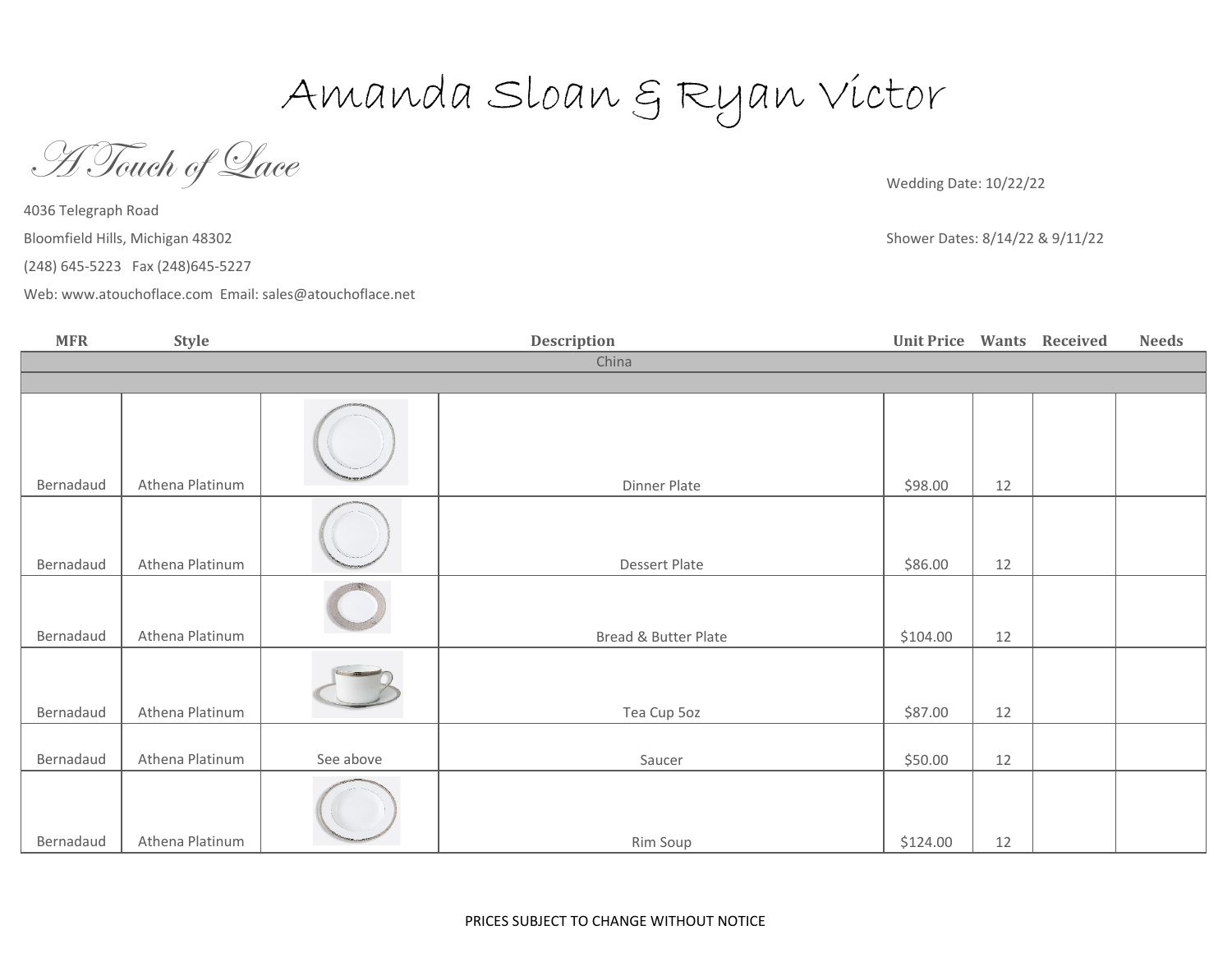# Amanda Sloan & Ryan Victor

*A Touch of Lace*

4036 Telegraph Road

Bloomfield Hills, Michigan 48302

(248) 645-5223 Fax (248)645-5227

Web: www.atouchoflace.com Email: sales@atouchoflace.net

Wedding Date: 10/22/22

Shower Dates: 8/14/22 & 9/11/22

| MFR | Style | | Description | Unit Price | Wants | Received | Needs |
|---|---|---|---|---|---|---|---|
| China | | | | | | | |
| Bernadaud | Athena Platinum | | Dinner Plate | $98.00 | 12 | | |
| Bernadaud | Athena Platinum | | Dessert Plate | $86.00 | 12 | | |
| Bernadaud | Athena Platinum | | Bread & Butter Plate | $104.00 | 12 | | |
| Bernadaud | Athena Platinum | | Tea Cup 5oz | $87.00 | 12 | | |
| Bernadaud | Athena Platinum | See above | Saucer | $50.00 | 12 | | |
| Bernadaud | Athena Platinum | | Rim Soup | $124.00 | 12 | | |

PRICES SUBJECT TO CHANGE WITHOUT NOTICE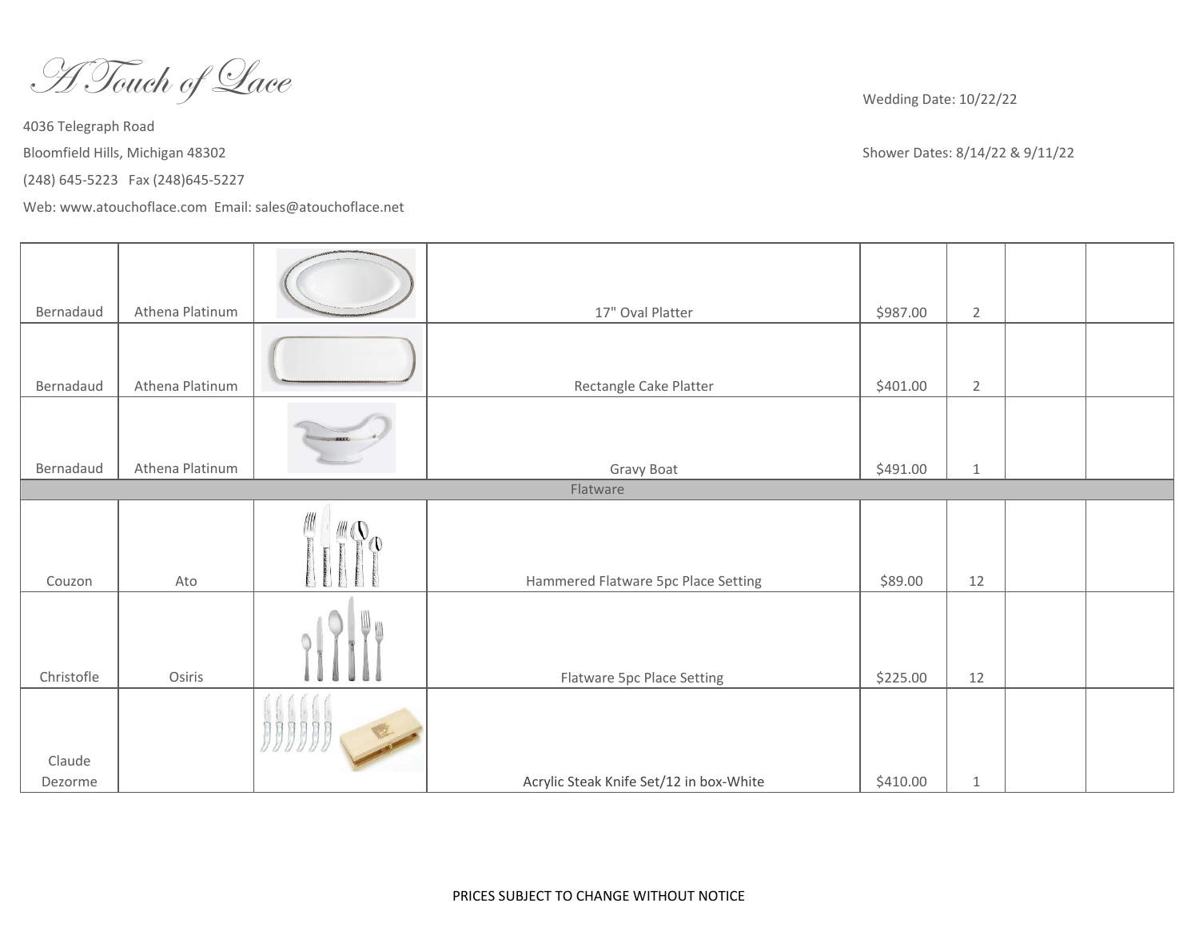A Touch of Lace

4036 Telegraph Road

Bloomfield Hills, Michigan 48302

(248) 645-5223   Fax (248)645-5227

Web: www.atouchoflace.com  Email: sales@atouchoflace.net

Wedding Date: 10/22/22

Shower Dates: 8/14/22 & 9/11/22

| | | | | | | | |
|---|---|---|---|---|---|---|---|
| Bernadaud | Athena Platinum | | 17" Oval Platter | $987.00 | 2 | | |
| Bernadaud | Athena Platinum | | Rectangle Cake Platter | $401.00 | 2 | | |
| Bernadaud | Athena Platinum | | Gravy Boat | $491.00 | 1 | | |
| Flatware | | | | | | | |
| Couzon | Ato | | Hammered Flatware 5pc Place Setting | $89.00 | 12 | | |
| Christofle | Osiris | | Flatware 5pc Place Setting | $225.00 | 12 | | |
| Claude Dezorme | | | Acrylic Steak Knife Set/12 in box-White | $410.00 | 1 | | |

PRICES SUBJECT TO CHANGE WITHOUT NOTICE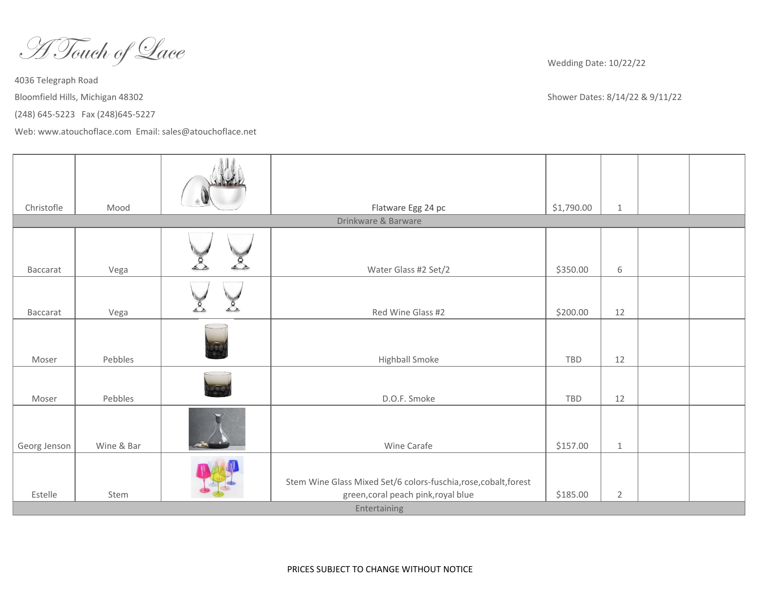A Touch of Lace

4036 Telegraph Road

Bloomfield Hills, Michigan 48302

(248) 645-5223 Fax (248)645-5227

Web: www.atouchoflace.com Email: sales@atouchoflace.net

Wedding Date: 10/22/22

Shower Dates: 8/14/22 & 9/11/22

| | | | | | | | |
|---|---|---|---|---|---|---|---|
| Christofle | Mood | | Flatware Egg 24 pc | $1,790.00 | 1 | | |
| | | | Drinkware & Barware | | | | |
| Baccarat | Vega | | Water Glass #2 Set/2 | $350.00 | 6 | | |
| Baccarat | Vega | | Red Wine Glass #2 | $200.00 | 12 | | |
| Moser | Pebbles | | Highball Smoke | TBD | 12 | | |
| Moser | Pebbles | | D.O.F. Smoke | TBD | 12 | | |
| Georg Jenson | Wine & Bar | | Wine Carafe | $157.00 | 1 | | |
| Estelle | Stem | | Stem Wine Glass Mixed Set/6 colors-fuschia,rose,cobalt,forest green,coral peach pink,royal blue | $185.00 | 2 | | |
| | | | Entertaining | | | | |

PRICES SUBJECT TO CHANGE WITHOUT NOTICE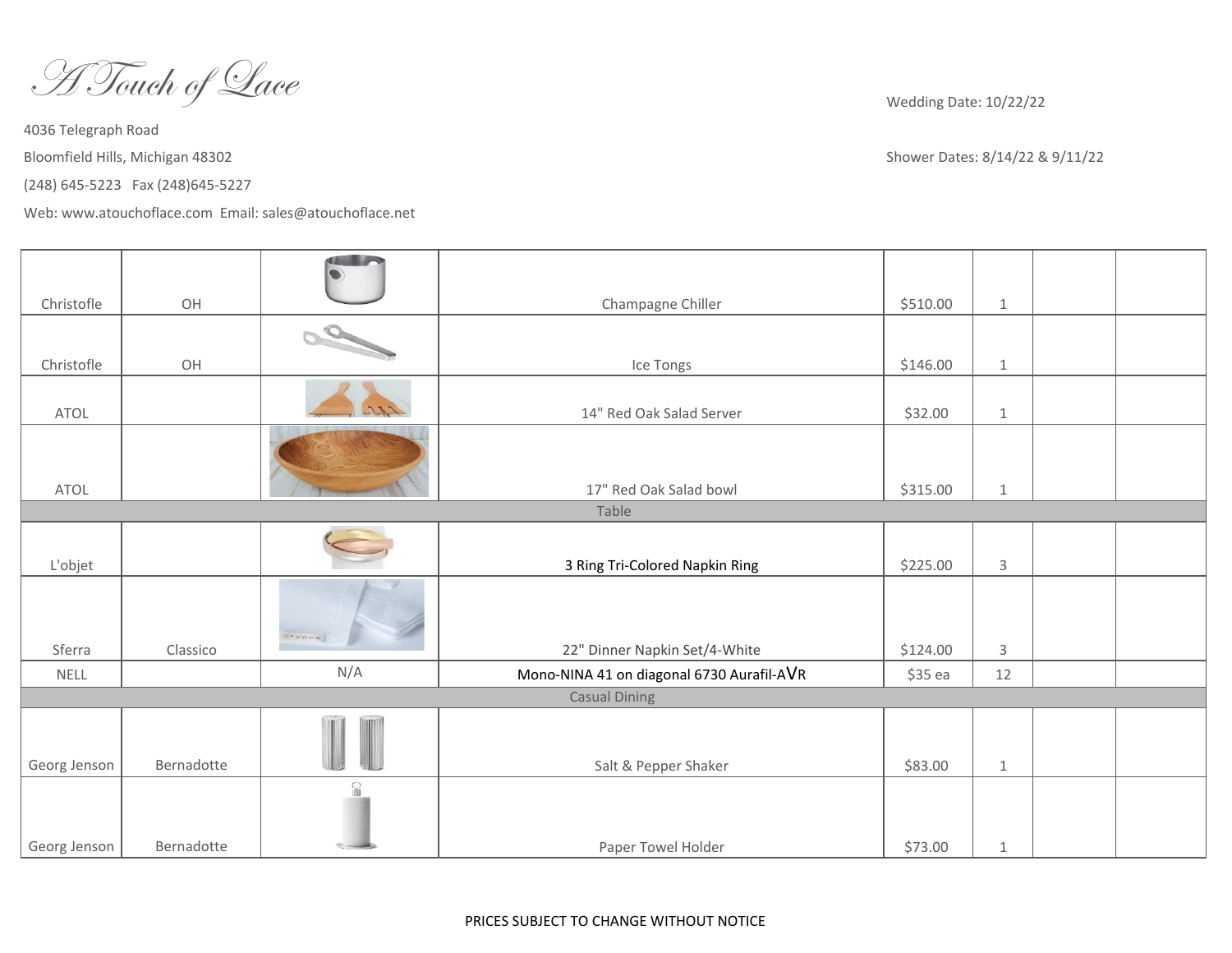A Touch of Lace

4036 Telegraph Road

Bloomfield Hills, Michigan 48302

(248) 645-5223 Fax (248)645-5227

Web: www.atouchoflace.com Email: sales@atouchoflace.net

Wedding Date: 10/22/22

Shower Dates: 8/14/22 & 9/11/22

| | | | | | | | |
|---|---|---|---|---|---|---|---|
| Christofle | OH | | Champagne Chiller | $510.00 | 1 | | |
| Christofle | OH | | Ice Tongs | $146.00 | 1 | | |
| ATOL | | | 14" Red Oak Salad Server | $32.00 | 1 | | |
| ATOL | | | 17" Red Oak Salad bowl | $315.00 | 1 | | |
| | | | Table | | | | |
| L'objet | | | 3 Ring Tri-Colored Napkin Ring | $225.00 | 3 | | |
| Sferra | Classico | | 22" Dinner Napkin Set/4-White | $124.00 | 3 | | |
| NELL | | N/A | Mono-NINA 41 on diagonal 6730 Aurafil-AVR | $35 ea | 12 | | |
| | | | Casual Dining | | | | |
| Georg Jenson | Bernadotte | | Salt & Pepper Shaker | $83.00 | 1 | | |
| Georg Jenson | Bernadotte | | Paper Towel Holder | $73.00 | 1 | | |

PRICES SUBJECT TO CHANGE WITHOUT NOTICE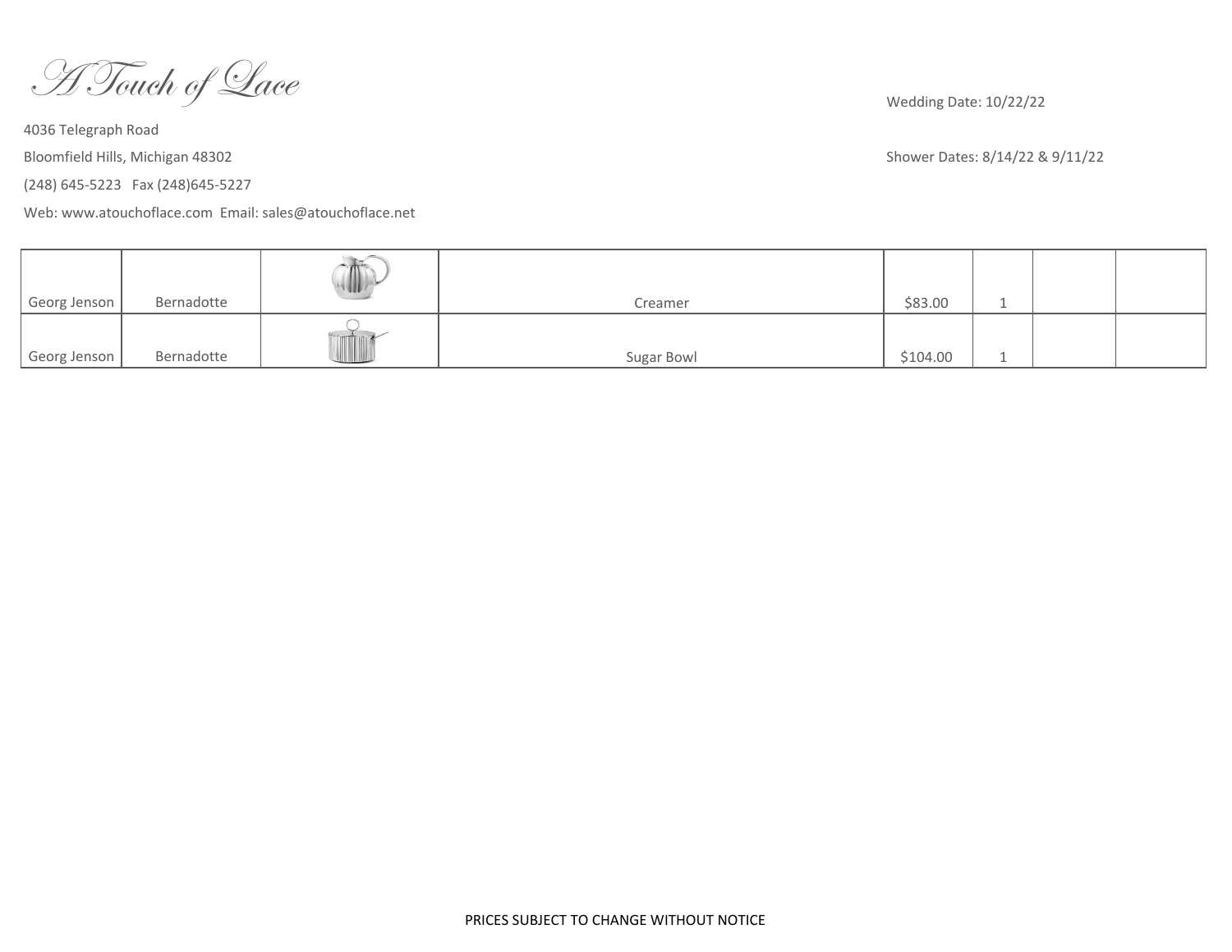*A Touch of Lace*

4036 Telegraph Road

Bloomfield Hills, Michigan 48302

(248) 645-5223   Fax (248)645-5227

Web: www.atouchoflace.com  Email: sales@atouchoflace.net

Wedding Date: 10/22/22

Shower Dates: 8/14/22 & 9/11/22

| | | | | | | | |
|---|---|---|---|---|---|---|---|
| Georg Jenson | Bernadotte | | Creamer | $83.00 | 1 | | |
| Georg Jenson | Bernadotte | | Sugar Bowl | $104.00 | 1 | | |

PRICES SUBJECT TO CHANGE WITHOUT NOTICE